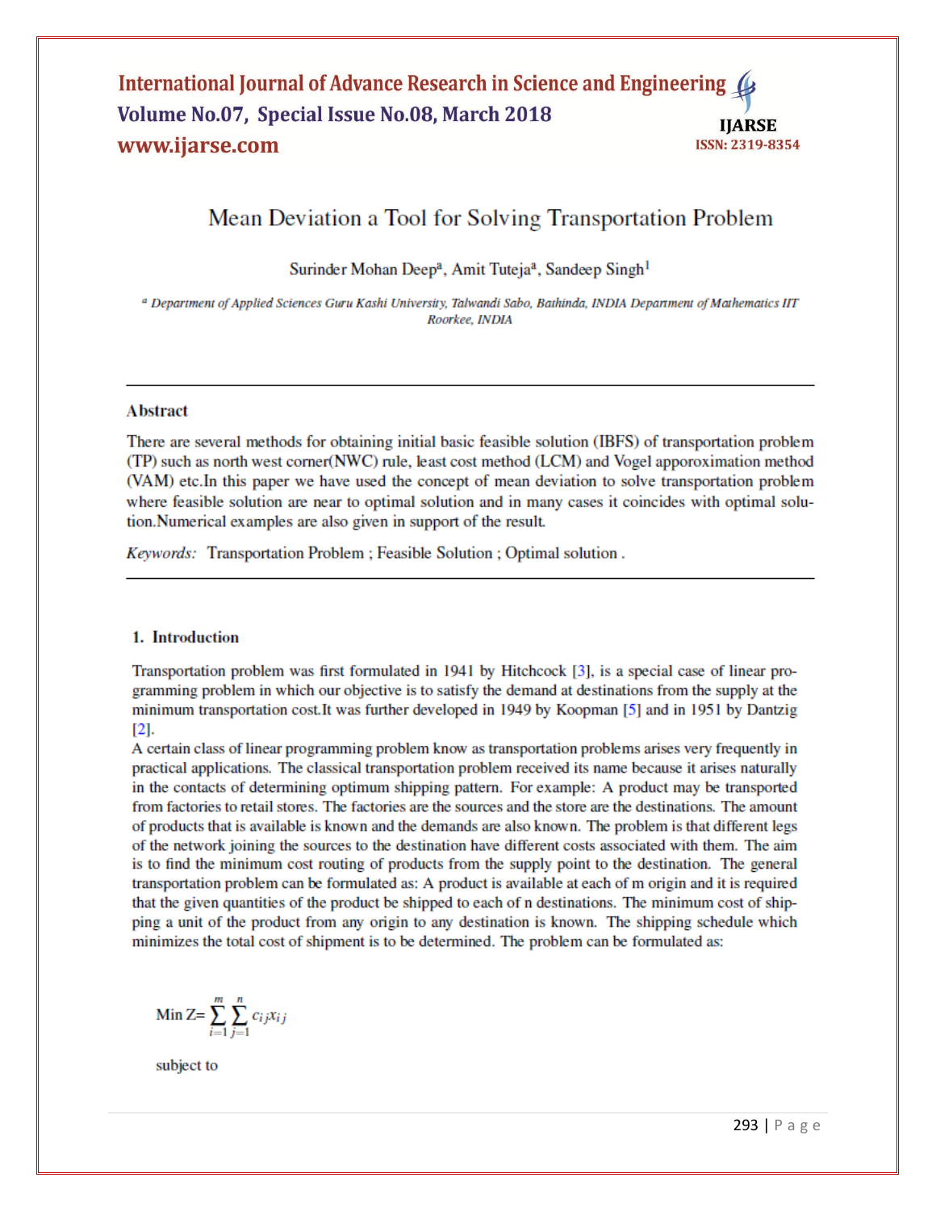# Mean Deviation a Tool for Solving Transportation Problem

Surinder Mohan Deep[a], Amit Tuteja[a], Sandeep Singh[1]

[a] *Department of Applied Sciences Guru Kashi University, Talwandi Sabo, Bathinda, INDIA Department of Mathematics IIT Roorkee, INDIA*

---

## Abstract

There are several methods for obtaining initial basic feasible solution (IBFS) of transportation problem (TP) such as north west corner(NWC) rule, least cost method (LCM) and Vogel approximation method (VAM) etc.In this paper we have used the concept of mean deviation to solve transportation problem where feasible solution are near to optimal solution and in many cases it coincides with optimal solution.Numerical examples are also given in support of the result.

*Keywords:* Transportation Problem ; Feasible Solution ; Optimal solution .

---

## 1. Introduction

Transportation problem was first formulated in 1941 by Hitchcock [3], is a special case of linear programming problem in which our objective is to satisfy the demand at destinations from the supply at the minimum transportation cost.It was further developed in 1949 by Koopman [5] and in 1951 by Dantzig [2].

A certain class of linear programming problem know as transportation problems arises very frequently in practical applications. The classical transportation problem received its name because it arises naturally in the contacts of determining optimum shipping pattern. For example: A product may be transported from factories to retail stores. The factories are the sources and the store are the destinations. The amount of products that is available is known and the demands are also known. The problem is that different legs of the network joining the sources to the destination have different costs associated with them. The aim is to find the minimum cost routing of products from the supply point to the destination. The general transportation problem can be formulated as: A product is available at each of m origin and it is required that the given quantities of the product be shipped to each of n destinations. The minimum cost of shipping a unit of the product from any origin to any destination is known. The shipping schedule which minimizes the total cost of shipment is to be determined. The problem can be formulated as:

$$\text{Min } Z = \sum_{i=1}^{m} \sum_{j=1}^{n} c_{ij} x_{ij}$$

subject to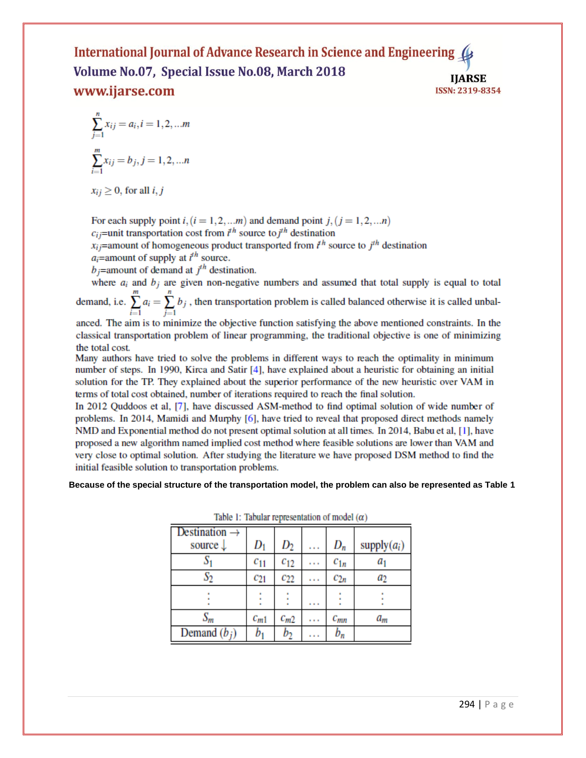$$\sum_{j=1}^{n} x_{ij} = a_i, i = 1,2,...m$$

$$\sum_{i=1}^{m} x_{ij} = b_j, j = 1,2,...n$$

$x_{ij} \geq 0$, for all $i, j$

For each supply point $i, (i = 1,2,...m)$ and demand point $j, (j = 1,2,...n)$

$c_{ij}$=unit transportation cost from $i^{th}$ source to $j^{th}$ destination

$x_{ij}$=amount of homogeneous product transported from $i^{th}$ source to $j^{th}$ destination

$a_i$=amount of supply at $i^{th}$ source.

$b_j$=amount of demand at $j^{th}$ destination.

where $a_i$ and $b_j$ are given non-negative numbers and assumed that total supply is equal to total demand, i.e. $\sum_{i=1}^{m} a_i = \sum_{j=1}^{n} b_j$ , then transportation problem is called balanced otherwise it is called unbalanced. The aim is to minimize the objective function satisfying the above mentioned constraints. In the classical transportation problem of linear programming, the traditional objective is one of minimizing the total cost.

Many authors have tried to solve the problems in different ways to reach the optimality in minimum number of steps. In 1990, Kirca and Satir [4], have explained about a heuristic for obtaining an initial solution for the TP. They explained about the superior performance of the new heuristic over VAM in terms of total cost obtained, number of iterations required to reach the final solution.

In 2012 Quddoos et al, [7], have discussed ASM-method to find optimal solution of wide number of problems. In 2014, Mamidi and Murphy [6], have tried to reveal that proposed direct methods namely NMD and Exponential method do not present optimal solution at all times. In 2014, Babu et al, [1], have proposed a new algorithm named implied cost method where feasible solutions are lower than VAM and very close to optimal solution. After studying the literature we have proposed DSM method to find the initial feasible solution to transportation problems.

**Because of the special structure of the transportation model, the problem can also be represented as Table 1**

Table 1: Tabular representation of model ($\alpha$)

| Destination $\rightarrow$ source $\downarrow$ | $D_1$ | $D_2$ | ... | $D_n$ | supply($a_i$) |
|---|---|---|---|---|---|
| $S_1$ | $c_{11}$ | $c_{12}$ | ... | $c_{1n}$ | $a_1$ |
| $S_2$ | $c_{21}$ | $c_{22}$ | ... | $c_{2n}$ | $a_2$ |
| $\vdots$ | $\vdots$ | $\vdots$ | ... | $\vdots$ | $\vdots$ |
| $S_m$ | $c_{m1}$ | $c_{m2}$ | ... | $c_{mn}$ | $a_m$ |
| Demand ($b_j$) | $b_1$ | $b_2$ | ... | $b_n$ | |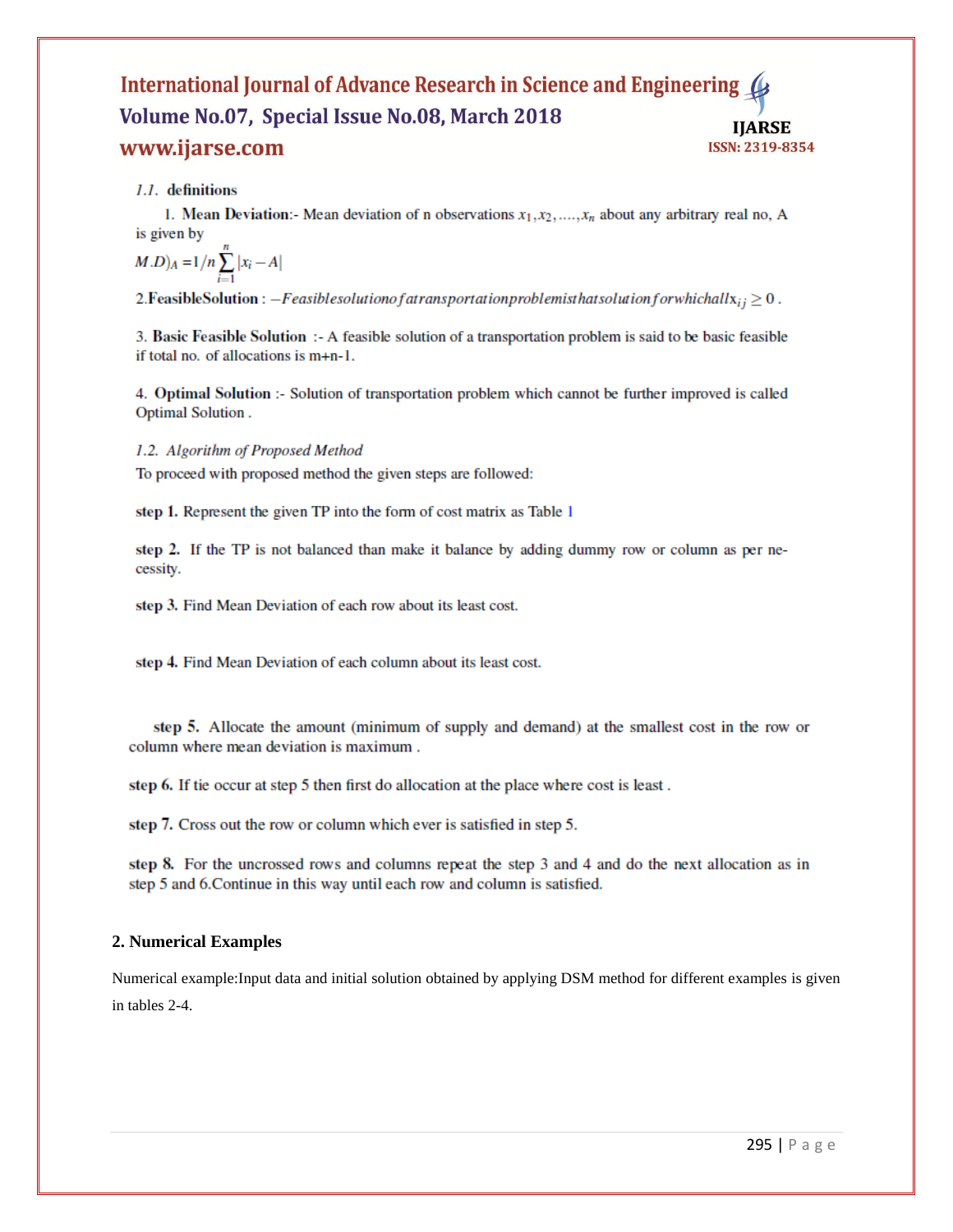### 1.1. definitions

1. **Mean Deviation**:- Mean deviation of n observations $x_1, x_2, \ldots, x_n$ about any arbitrary real no, A is given by

$$M.D)_A = 1/n \sum_{i=1}^{n} |x_i - A|$$

2.**FeasibleSolution** : $-Feasiblesolutionofatransportationproblemisthatsolutionforwhichallx_{ij} \geq 0$ .

3. **Basic Feasible Solution** :- A feasible solution of a transportation problem is said to be basic feasible if total no. of allocations is m+n-1.

4. **Optimal Solution** :- Solution of transportation problem which cannot be further improved is called Optimal Solution .

### *1.2. Algorithm of Proposed Method*

To proceed with proposed method the given steps are followed:

**step 1.** Represent the given TP into the form of cost matrix as Table 1

**step 2.** If the TP is not balanced than make it balance by adding dummy row or column as per necessity.

**step 3.** Find Mean Deviation of each row about its least cost.

**step 4.** Find Mean Deviation of each column about its least cost.

**step 5.** Allocate the amount (minimum of supply and demand) at the smallest cost in the row or column where mean deviation is maximum .

**step 6.** If tie occur at step 5 then first do allocation at the place where cost is least .

**step 7.** Cross out the row or column which ever is satisfied in step 5.

**step 8.** For the uncrossed rows and columns repeat the step 3 and 4 and do the next allocation as in step 5 and 6.Continue in this way until each row and column is satisfied.

## 2. Numerical Examples

Numerical example:Input data and initial solution obtained by applying DSM method for different examples is given in tables 2-4.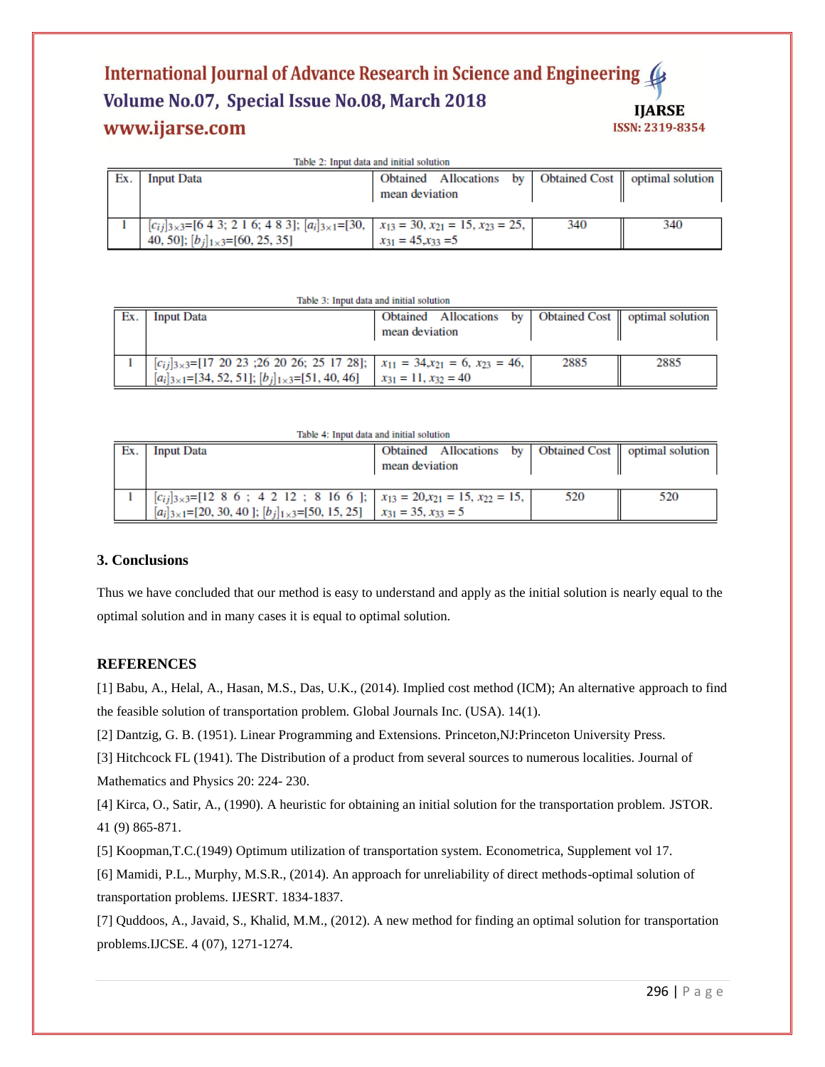Table 2: Input data and initial solution

| Ex. | Input Data | Obtained Allocations by mean deviation | Obtained Cost | optimal solution |
|---|---|---|---|---|
| 1 | $[c_{ij}]_{3\times3}$=[6 4 3; 2 1 6; 4 8 3]; $[a_i]_{3\times1}$=[30, 40, 50]; $[b_j]_{1\times3}$=[60, 25, 35] | $x_{13}$ = 30, $x_{21}$ = 15, $x_{23}$ = 25, $x_{31}$ = 45,$x_{33}$ =5 | 340 | 340 |

Table 3: Input data and initial solution

| Ex. | Input Data | Obtained Allocations by mean deviation | Obtained Cost | optimal solution |
|---|---|---|---|---|
| 1 | $[c_{ij}]_{3\times3}$=[17 20 23 ;26 20 26; 25 17 28]; $[a_i]_{3\times1}$=[34, 52, 51]; $[b_j]_{1\times3}$=[51, 40, 46] | $x_{11}$ = 34,$x_{21}$ = 6, $x_{23}$ = 46, $x_{31}$ = 11, $x_{32}$ = 40 | 2885 | 2885 |

Table 4: Input data and initial solution

| Ex. | Input Data | Obtained Allocations by mean deviation | Obtained Cost | optimal solution |
|---|---|---|---|---|
| 1 | $[c_{ij}]_{3\times3}$=[12 8 6 ; 4 2 12 ; 8 16 6 ]; $[a_i]_{3\times1}$=[20, 30, 40 ]; $[b_j]_{1\times3}$=[50, 15, 25] | $x_{13}$ = 20,$x_{21}$ = 15, $x_{22}$ = 15, $x_{31}$ = 35, $x_{33}$ = 5 | 520 | 520 |

## 3. Conclusions

Thus we have concluded that our method is easy to understand and apply as the initial solution is nearly equal to the optimal solution and in many cases it is equal to optimal solution.

## REFERENCES

[1] Babu, A., Helal, A., Hasan, M.S., Das, U.K., (2014). Implied cost method (ICM); An alternative approach to find the feasible solution of transportation problem. Global Journals Inc. (USA). 14(1).

[2] Dantzig, G. B. (1951). Linear Programming and Extensions. Princeton,NJ:Princeton University Press.

[3] Hitchcock FL (1941). The Distribution of a product from several sources to numerous localities. Journal of Mathematics and Physics 20: 224- 230.

[4] Kirca, O., Satir, A., (1990). A heuristic for obtaining an initial solution for the transportation problem. JSTOR. 41 (9) 865-871.

[5] Koopman,T.C.(1949) Optimum utilization of transportation system. Econometrica, Supplement vol 17.

[6] Mamidi, P.L., Murphy, M.S.R., (2014). An approach for unreliability of direct methods-optimal solution of transportation problems. IJESRT. 1834-1837.

[7] Quddoos, A., Javaid, S., Khalid, M.M., (2012). A new method for finding an optimal solution for transportation problems.IJCSE. 4 (07), 1271-1274.